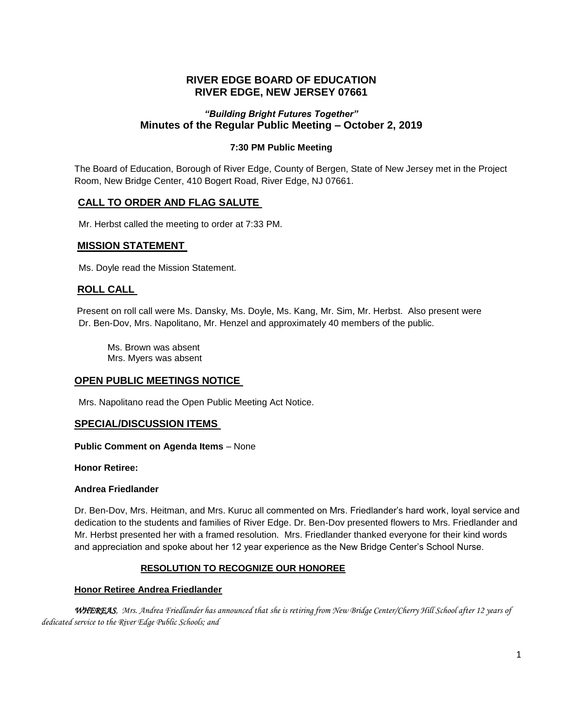# RIVER EDGE BOARD OF EDUCATION
# RIVER EDGE, NEW JERSEY 07661

### *"Building Bright Futures Together"*
### Minutes of the Regular Public Meeting – October 2, 2019

**7:30 PM Public Meeting**

The Board of Education, Borough of River Edge, County of Bergen, State of New Jersey met in the Project Room, New Bridge Center, 410 Bogert Road, River Edge, NJ 07661.

## CALL TO ORDER AND FLAG SALUTE

Mr. Herbst called the meeting to order at 7:33 PM.

## MISSION STATEMENT

Ms. Doyle read the Mission Statement.

## ROLL CALL

Present on roll call were Ms. Dansky, Ms. Doyle, Ms. Kang, Mr. Sim, Mr. Herbst. Also present were Dr. Ben-Dov, Mrs. Napolitano, Mr. Henzel and approximately 40 members of the public.

Ms. Brown was absent
Mrs. Myers was absent

## OPEN PUBLIC MEETINGS NOTICE

Mrs. Napolitano read the Open Public Meeting Act Notice.

## SPECIAL/DISCUSSION ITEMS

**Public Comment on Agenda Items** – None

**Honor Retiree:**

**Andrea Friedlander**

Dr. Ben-Dov, Mrs. Heitman, and Mrs. Kuruc all commented on Mrs. Friedlander's hard work, loyal service and dedication to the students and families of River Edge. Dr. Ben-Dov presented flowers to Mrs. Friedlander and Mr. Herbst presented her with a framed resolution. Mrs. Friedlander thanked everyone for their kind words and appreciation and spoke about her 12 year experience as the New Bridge Center's School Nurse.

**RESOLUTION TO RECOGNIZE OUR HONOREE**

**Honor Retiree Andrea Friedlander**

***WHEREAS****, Mrs. Andrea Friedlander has announced that she is retiring from New Bridge Center/Cherry Hill School after 12 years of dedicated service to the River Edge Public Schools; and*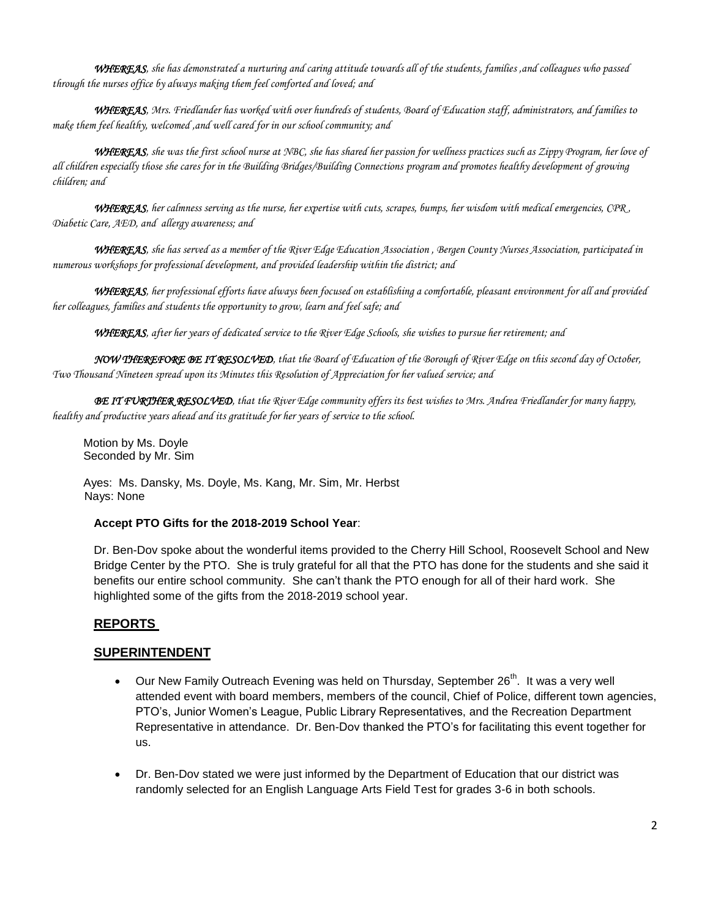***WHEREAS**, she has demonstrated a nurturing and caring attitude towards all of the students, families ,and colleagues who passed through the nurses office by always making them feel comforted and loved; and*

***WHEREAS**, Mrs. Friedlander has worked with over hundreds of students, Board of Education staff, administrators, and families to make them feel healthy, welcomed ,and well cared for in our school community; and*

***WHEREAS**, she was the first school nurse at NBC, she has shared her passion for wellness practices such as Zippy Program, her love of all children especially those she cares for in the Building Bridges/Building Connections program and promotes healthy development of growing children; and*

***WHEREAS**, her calmness serving as the nurse, her expertise with cuts, scrapes, bumps, her wisdom with medical emergencies, CPR , Diabetic Care, AED, and allergy awareness; and*

***WHEREAS**, she has served as a member of the River Edge Education Association , Bergen County Nurses Association, participated in numerous workshops for professional development, and provided leadership within the district; and*

***WHEREAS**, her professional efforts have always been focused on establishing a comfortable, pleasant environment for all and provided her colleagues, families and students the opportunity to grow, learn and feel safe; and*

***WHEREAS**, after her years of dedicated service to the River Edge Schools, she wishes to pursue her retirement; and*

***NOW THEREFORE BE IT RESOLVED**, that the Board of Education of the Borough of River Edge on this second day of October, Two Thousand Nineteen spread upon its Minutes this Resolution of Appreciation for her valued service; and*

***BE IT FURTHER RESOLVED**, that the River Edge community offers its best wishes to Mrs. Andrea Friedlander for many happy, healthy and productive years ahead and its gratitude for her years of service to the school.*

Motion by Ms. Doyle
Seconded by Mr. Sim

Ayes: Ms. Dansky, Ms. Doyle, Ms. Kang, Mr. Sim, Mr. Herbst
Nays: None

**Accept PTO Gifts for the 2018-2019 School Year**:

Dr. Ben-Dov spoke about the wonderful items provided to the Cherry Hill School, Roosevelt School and New Bridge Center by the PTO. She is truly grateful for all that the PTO has done for the students and she said it benefits our entire school community. She can't thank the PTO enough for all of their hard work. She highlighted some of the gifts from the 2018-2019 school year.

## REPORTS

## SUPERINTENDENT

- Our New Family Outreach Evening was held on Thursday, September 26th. It was a very well attended event with board members, members of the council, Chief of Police, different town agencies, PTO's, Junior Women's League, Public Library Representatives, and the Recreation Department Representative in attendance. Dr. Ben-Dov thanked the PTO's for facilitating this event together for us.
- Dr. Ben-Dov stated we were just informed by the Department of Education that our district was randomly selected for an English Language Arts Field Test for grades 3-6 in both schools.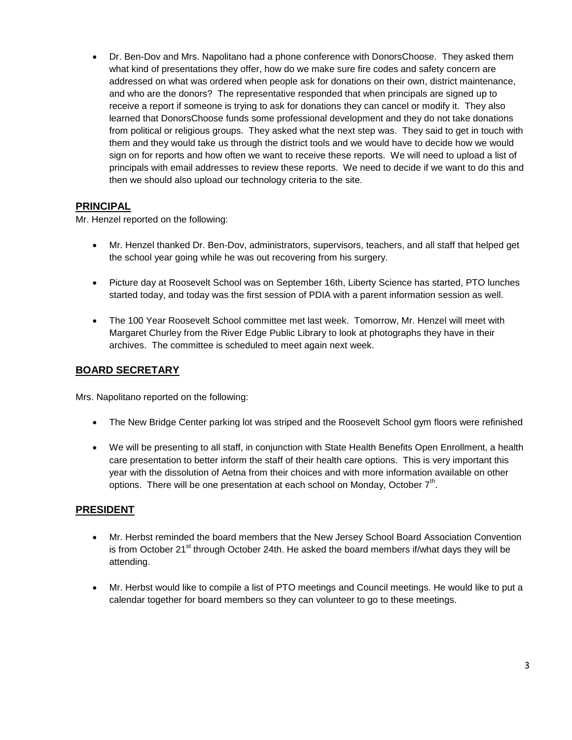- Dr. Ben-Dov and Mrs. Napolitano had a phone conference with DonorsChoose. They asked them what kind of presentations they offer, how do we make sure fire codes and safety concern are addressed on what was ordered when people ask for donations on their own, district maintenance, and who are the donors? The representative responded that when principals are signed up to receive a report if someone is trying to ask for donations they can cancel or modify it. They also learned that DonorsChoose funds some professional development and they do not take donations from political or religious groups. They asked what the next step was. They said to get in touch with them and they would take us through the district tools and we would have to decide how we would sign on for reports and how often we want to receive these reports. We will need to upload a list of principals with email addresses to review these reports. We need to decide if we want to do this and then we should also upload our technology criteria to the site.

## PRINCIPAL

Mr. Henzel reported on the following:

- Mr. Henzel thanked Dr. Ben-Dov, administrators, supervisors, teachers, and all staff that helped get the school year going while he was out recovering from his surgery.
- Picture day at Roosevelt School was on September 16th, Liberty Science has started, PTO lunches started today, and today was the first session of PDIA with a parent information session as well.
- The 100 Year Roosevelt School committee met last week. Tomorrow, Mr. Henzel will meet with Margaret Churley from the River Edge Public Library to look at photographs they have in their archives. The committee is scheduled to meet again next week.

## BOARD SECRETARY

Mrs. Napolitano reported on the following:

- The New Bridge Center parking lot was striped and the Roosevelt School gym floors were refinished
- We will be presenting to all staff, in conjunction with State Health Benefits Open Enrollment, a health care presentation to better inform the staff of their health care options. This is very important this year with the dissolution of Aetna from their choices and with more information available on other options. There will be one presentation at each school on Monday, October 7th.

## PRESIDENT

- Mr. Herbst reminded the board members that the New Jersey School Board Association Convention is from October 21st through October 24th. He asked the board members if/what days they will be attending.
- Mr. Herbst would like to compile a list of PTO meetings and Council meetings. He would like to put a calendar together for board members so they can volunteer to go to these meetings.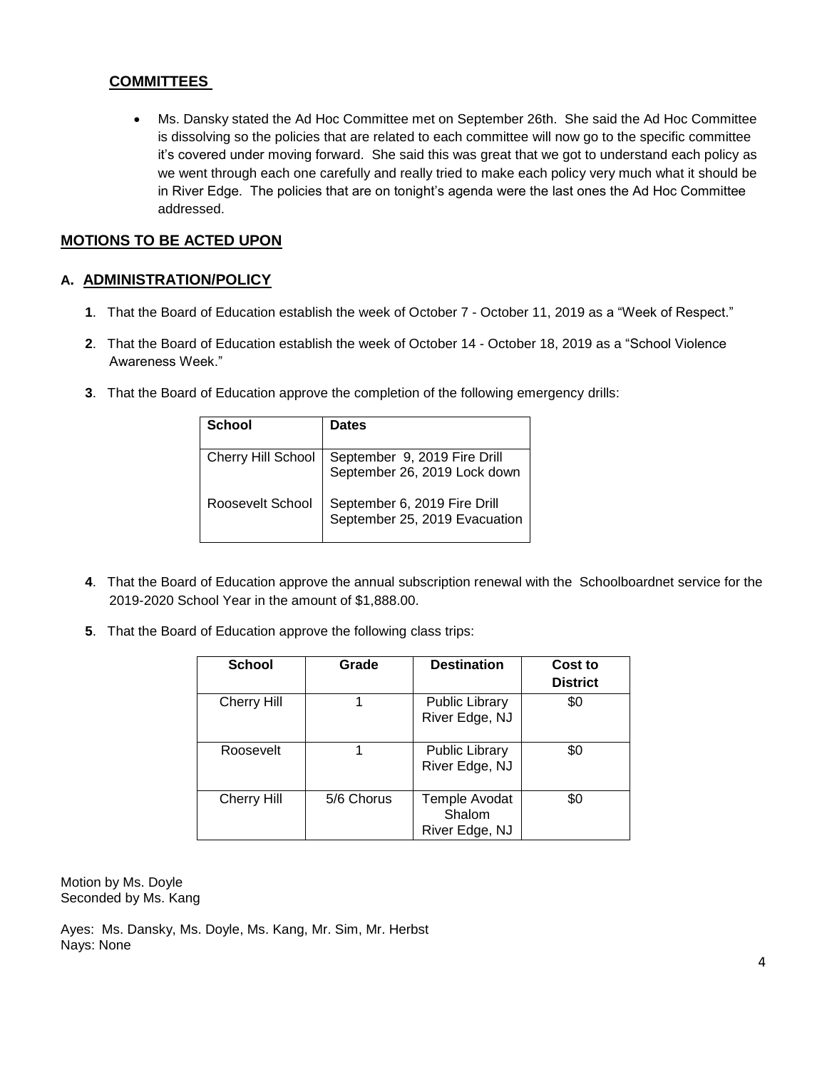## COMMITTEES

- Ms. Dansky stated the Ad Hoc Committee met on September 26th. She said the Ad Hoc Committee is dissolving so the policies that are related to each committee will now go to the specific committee it's covered under moving forward. She said this was great that we got to understand each policy as we went through each one carefully and really tried to make each policy very much what it should be in River Edge. The policies that are on tonight's agenda were the last ones the Ad Hoc Committee addressed.

## MOTIONS TO BE ACTED UPON

### A. ADMINISTRATION/POLICY

**1**. That the Board of Education establish the week of October 7 - October 11, 2019 as a "Week of Respect."

**2**. That the Board of Education establish the week of October 14 - October 18, 2019 as a "School Violence Awareness Week."

**3**. That the Board of Education approve the completion of the following emergency drills:

| School | Dates |
|---|---|
| Cherry Hill School | September 9, 2019 Fire Drill<br>September 26, 2019 Lock down |
| Roosevelt School | September 6, 2019 Fire Drill<br>September 25, 2019 Evacuation |

**4**. That the Board of Education approve the annual subscription renewal with the Schoolboardnet service for the 2019-2020 School Year in the amount of $1,888.00.

**5**. That the Board of Education approve the following class trips:

| School | Grade | Destination | Cost to District |
|---|---|---|---|
| Cherry Hill | 1 | Public Library River Edge, NJ | $0 |
| Roosevelt | 1 | Public Library River Edge, NJ | $0 |
| Cherry Hill | 5/6 Chorus | Temple Avodat Shalom River Edge, NJ | $0 |

Motion by Ms. Doyle
Seconded by Ms. Kang

Ayes: Ms. Dansky, Ms. Doyle, Ms. Kang, Mr. Sim, Mr. Herbst
Nays: None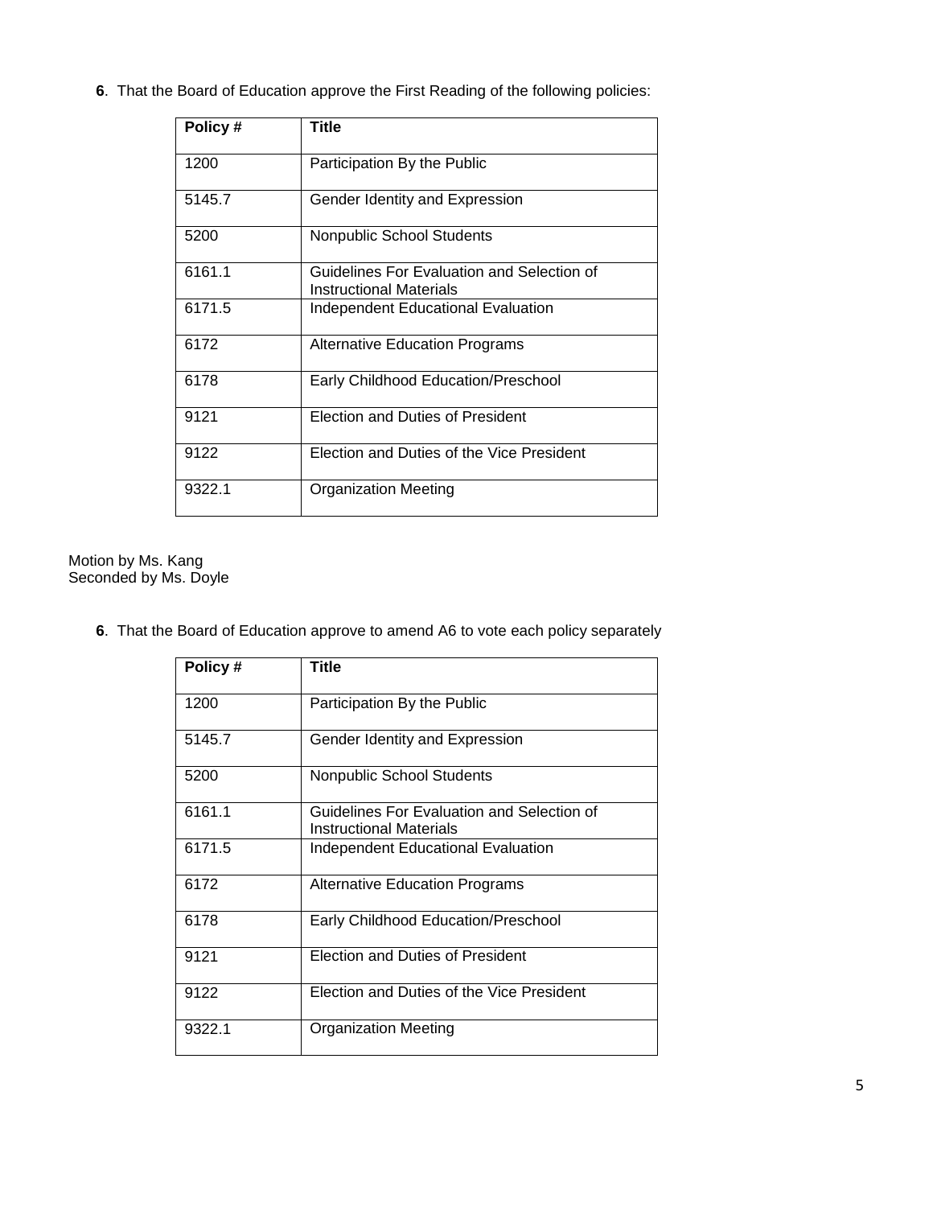**6**. That the Board of Education approve the First Reading of the following policies:

| Policy # | Title |
|---|---|
| 1200 | Participation By the Public |
| 5145.7 | Gender Identity and Expression |
| 5200 | Nonpublic School Students |
| 6161.1 | Guidelines For Evaluation and Selection of Instructional Materials |
| 6171.5 | Independent Educational Evaluation |
| 6172 | Alternative Education Programs |
| 6178 | Early Childhood Education/Preschool |
| 9121 | Election and Duties of President |
| 9122 | Election and Duties of the Vice President |
| 9322.1 | Organization Meeting |

Motion by Ms. Kang
Seconded by Ms. Doyle

**6**. That the Board of Education approve to amend A6 to vote each policy separately

| Policy # | Title |
|---|---|
| 1200 | Participation By the Public |
| 5145.7 | Gender Identity and Expression |
| 5200 | Nonpublic School Students |
| 6161.1 | Guidelines For Evaluation and Selection of Instructional Materials |
| 6171.5 | Independent Educational Evaluation |
| 6172 | Alternative Education Programs |
| 6178 | Early Childhood Education/Preschool |
| 9121 | Election and Duties of President |
| 9122 | Election and Duties of the Vice President |
| 9322.1 | Organization Meeting |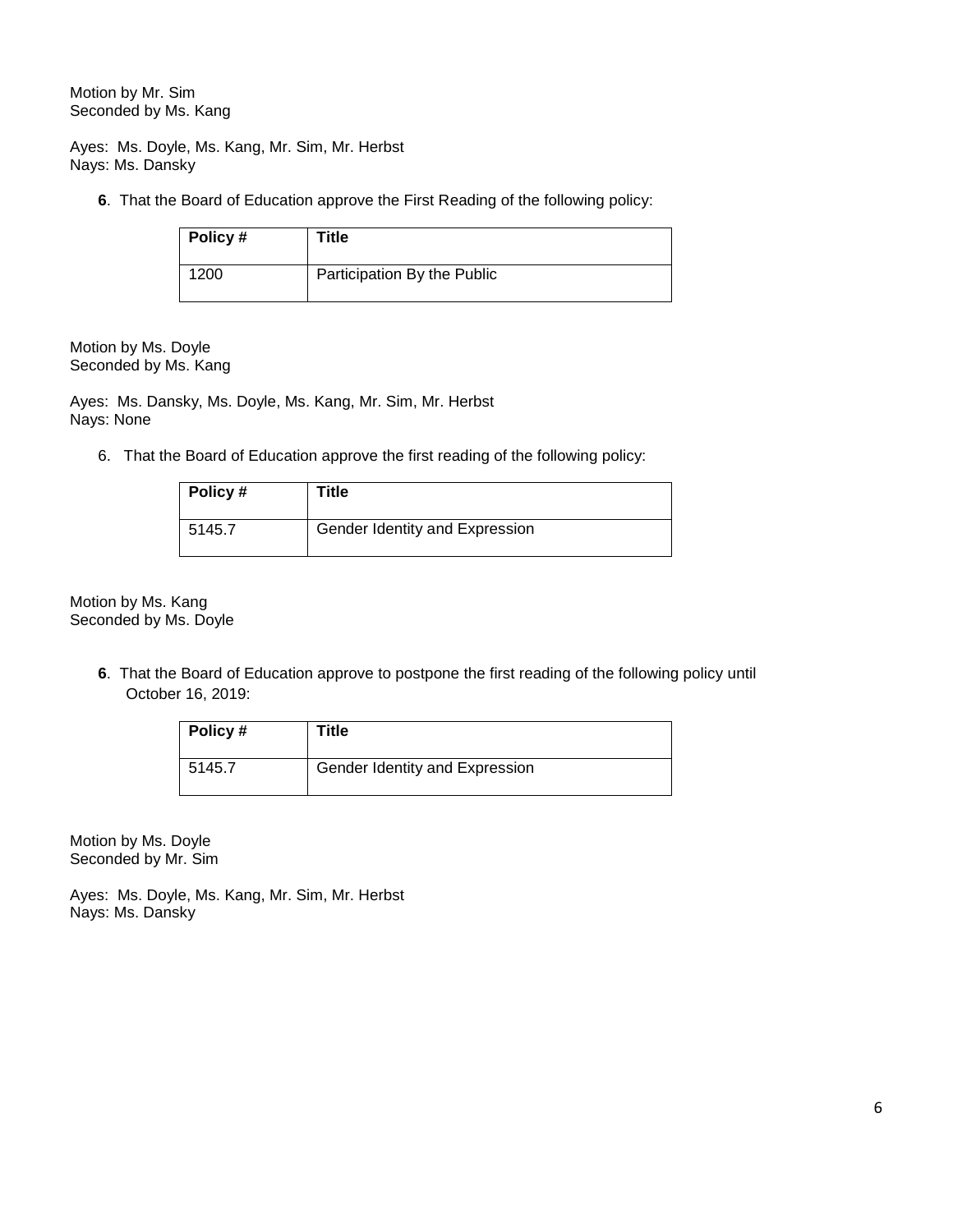Motion by Mr. Sim
Seconded by Ms. Kang

Ayes: Ms. Doyle, Ms. Kang, Mr. Sim, Mr. Herbst
Nays: Ms. Dansky

**6**. That the Board of Education approve the First Reading of the following policy:

| Policy # | Title |
|---|---|
| 1200 | Participation By the Public |

Motion by Ms. Doyle
Seconded by Ms. Kang

Ayes: Ms. Dansky, Ms. Doyle, Ms. Kang, Mr. Sim, Mr. Herbst
Nays: None

6. That the Board of Education approve the first reading of the following policy:

| Policy # | Title |
|---|---|
| 5145.7 | Gender Identity and Expression |

Motion by Ms. Kang
Seconded by Ms. Doyle

**6**. That the Board of Education approve to postpone the first reading of the following policy until October 16, 2019:

| Policy # | Title |
|---|---|
| 5145.7 | Gender Identity and Expression |

Motion by Ms. Doyle
Seconded by Mr. Sim

Ayes: Ms. Doyle, Ms. Kang, Mr. Sim, Mr. Herbst
Nays: Ms. Dansky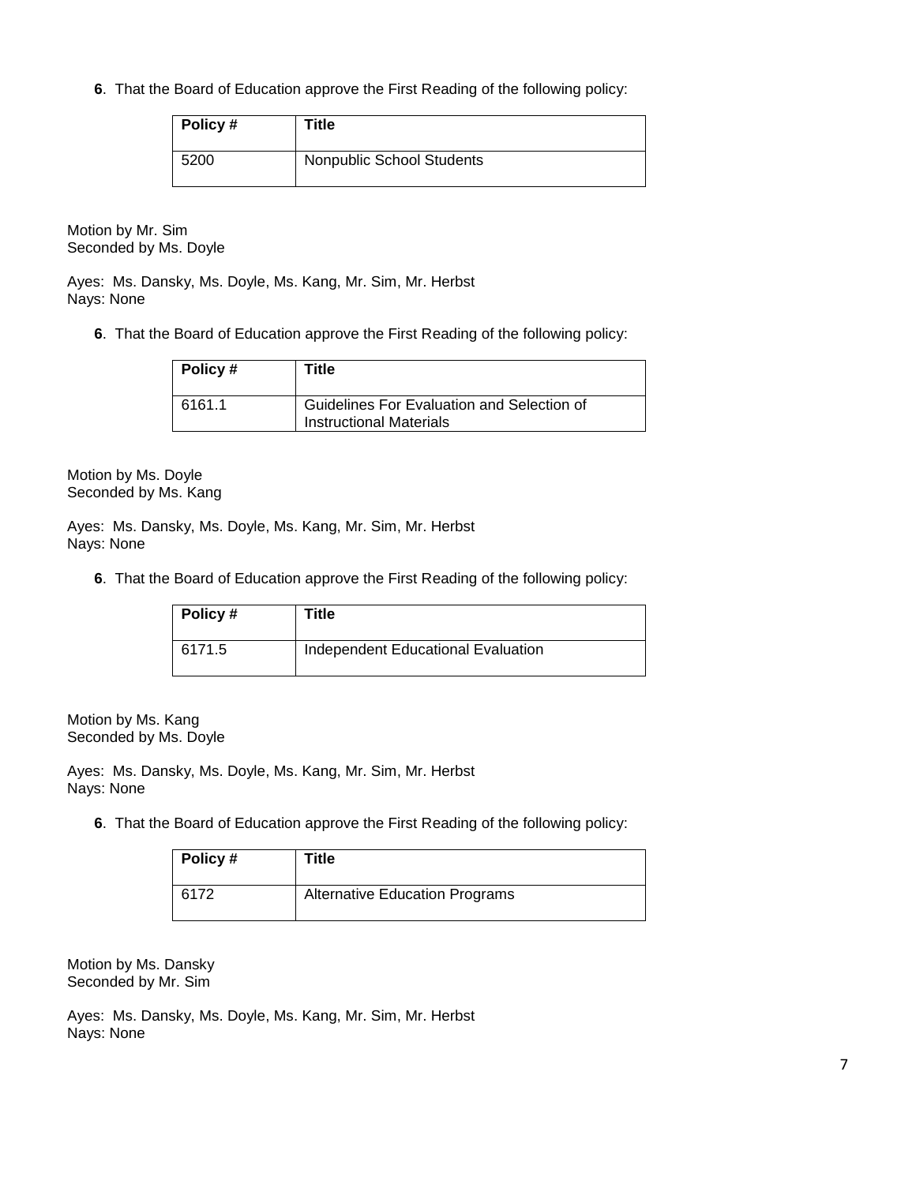**6**. That the Board of Education approve the First Reading of the following policy:

| Policy # | Title |
|---|---|
| 5200 | Nonpublic School Students |

Motion by Mr. Sim
Seconded by Ms. Doyle

Ayes: Ms. Dansky, Ms. Doyle, Ms. Kang, Mr. Sim, Mr. Herbst
Nays: None

**6**. That the Board of Education approve the First Reading of the following policy:

| Policy # | Title |
|---|---|
| 6161.1 | Guidelines For Evaluation and Selection of Instructional Materials |

Motion by Ms. Doyle
Seconded by Ms. Kang

Ayes: Ms. Dansky, Ms. Doyle, Ms. Kang, Mr. Sim, Mr. Herbst
Nays: None

**6**. That the Board of Education approve the First Reading of the following policy:

| Policy # | Title |
|---|---|
| 6171.5 | Independent Educational Evaluation |

Motion by Ms. Kang
Seconded by Ms. Doyle

Ayes: Ms. Dansky, Ms. Doyle, Ms. Kang, Mr. Sim, Mr. Herbst
Nays: None

**6**. That the Board of Education approve the First Reading of the following policy:

| Policy # | Title |
|---|---|
| 6172 | Alternative Education Programs |

Motion by Ms. Dansky
Seconded by Mr. Sim

Ayes: Ms. Dansky, Ms. Doyle, Ms. Kang, Mr. Sim, Mr. Herbst
Nays: None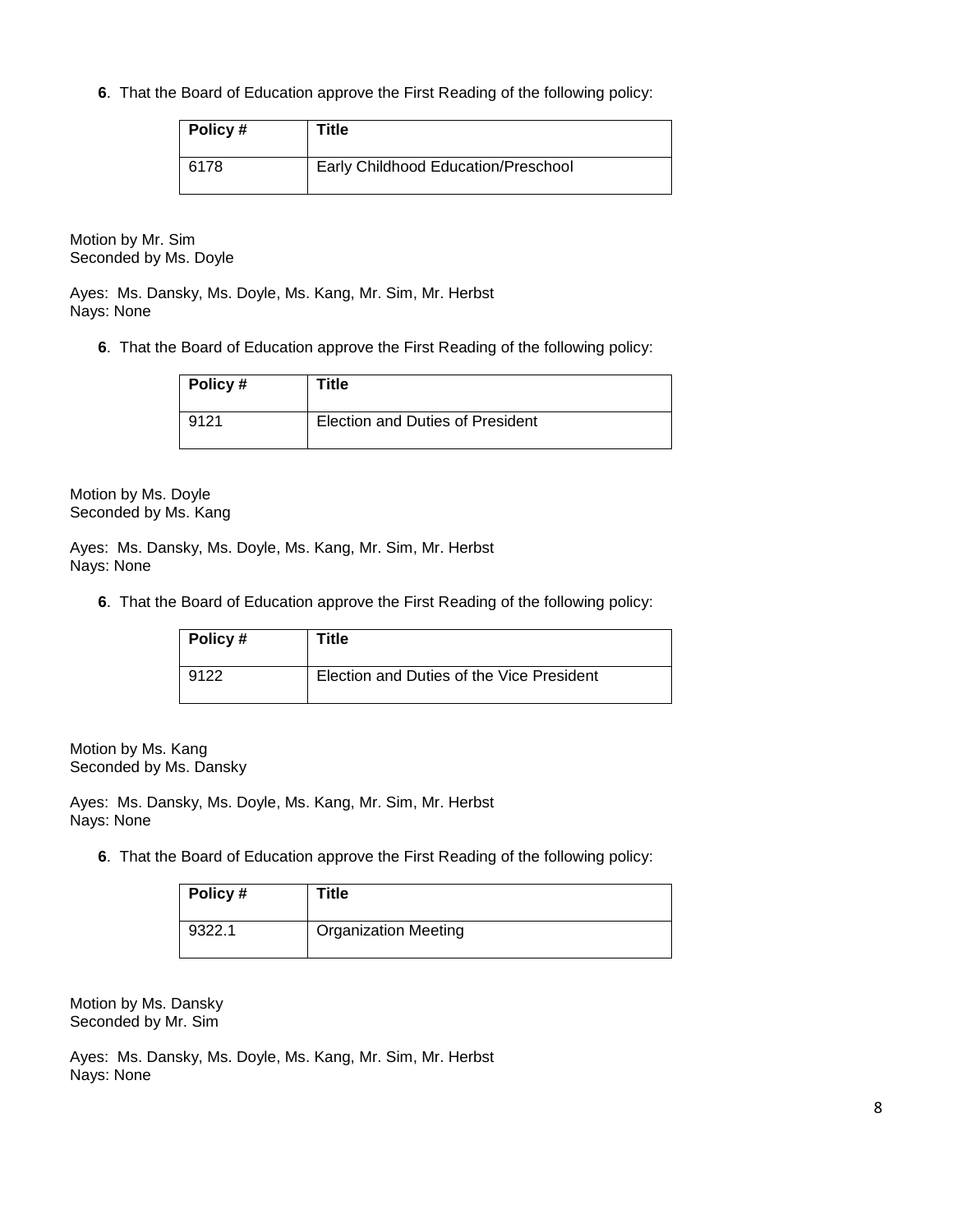**6**. That the Board of Education approve the First Reading of the following policy:

| Policy # | Title |
|---|---|
| 6178 | Early Childhood Education/Preschool |

Motion by Mr. Sim
Seconded by Ms. Doyle

Ayes: Ms. Dansky, Ms. Doyle, Ms. Kang, Mr. Sim, Mr. Herbst
Nays: None

**6**. That the Board of Education approve the First Reading of the following policy:

| Policy # | Title |
|---|---|
| 9121 | Election and Duties of President |

Motion by Ms. Doyle
Seconded by Ms. Kang

Ayes: Ms. Dansky, Ms. Doyle, Ms. Kang, Mr. Sim, Mr. Herbst
Nays: None

**6**. That the Board of Education approve the First Reading of the following policy:

| Policy # | Title |
|---|---|
| 9122 | Election and Duties of the Vice President |

Motion by Ms. Kang
Seconded by Ms. Dansky

Ayes: Ms. Dansky, Ms. Doyle, Ms. Kang, Mr. Sim, Mr. Herbst
Nays: None

**6**. That the Board of Education approve the First Reading of the following policy:

| Policy # | Title |
|---|---|
| 9322.1 | Organization Meeting |

Motion by Ms. Dansky
Seconded by Mr. Sim

Ayes: Ms. Dansky, Ms. Doyle, Ms. Kang, Mr. Sim, Mr. Herbst
Nays: None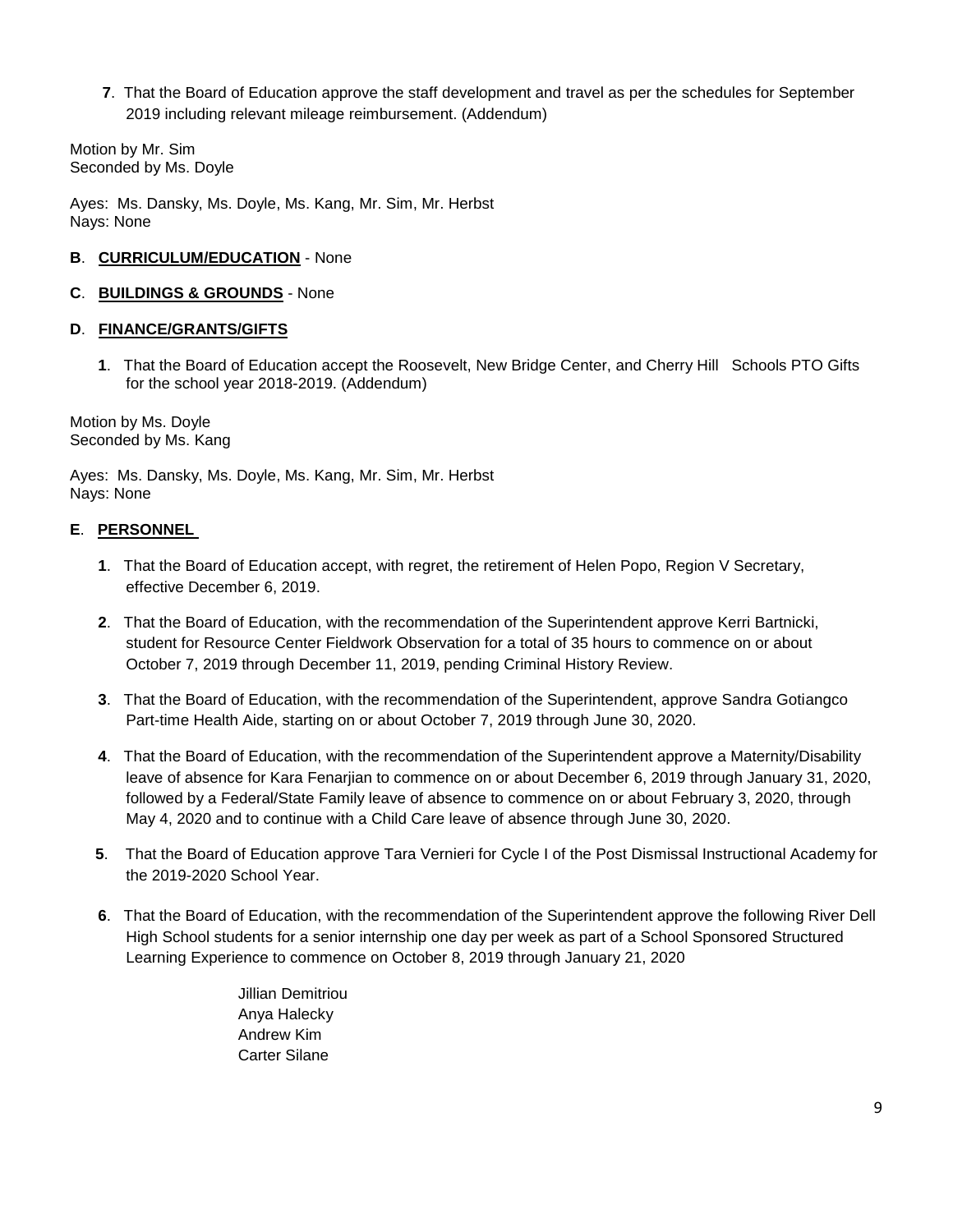**7**. That the Board of Education approve the staff development and travel as per the schedules for September 2019 including relevant mileage reimbursement. (Addendum)

Motion by Mr. Sim
Seconded by Ms. Doyle

Ayes: Ms. Dansky, Ms. Doyle, Ms. Kang, Mr. Sim, Mr. Herbst
Nays: None

**B**. **CURRICULUM/EDUCATION** - None

**C**. **BUILDINGS & GROUNDS** - None

**D**. **FINANCE/GRANTS/GIFTS**

**1**. That the Board of Education accept the Roosevelt, New Bridge Center, and Cherry Hill Schools PTO Gifts for the school year 2018-2019. (Addendum)

Motion by Ms. Doyle
Seconded by Ms. Kang

Ayes: Ms. Dansky, Ms. Doyle, Ms. Kang, Mr. Sim, Mr. Herbst
Nays: None

**E**. **PERSONNEL**

**1**. That the Board of Education accept, with regret, the retirement of Helen Popo, Region V Secretary, effective December 6, 2019.

**2**. That the Board of Education, with the recommendation of the Superintendent approve Kerri Bartnicki, student for Resource Center Fieldwork Observation for a total of 35 hours to commence on or about October 7, 2019 through December 11, 2019, pending Criminal History Review.

**3**. That the Board of Education, with the recommendation of the Superintendent, approve Sandra Gotiangco Part-time Health Aide, starting on or about October 7, 2019 through June 30, 2020.

**4**. That the Board of Education, with the recommendation of the Superintendent approve a Maternity/Disability leave of absence for Kara Fenarjian to commence on or about December 6, 2019 through January 31, 2020, followed by a Federal/State Family leave of absence to commence on or about February 3, 2020, through May 4, 2020 and to continue with a Child Care leave of absence through June 30, 2020.

**5**. That the Board of Education approve Tara Vernieri for Cycle I of the Post Dismissal Instructional Academy for the 2019-2020 School Year.

**6**. That the Board of Education, with the recommendation of the Superintendent approve the following River Dell High School students for a senior internship one day per week as part of a School Sponsored Structured Learning Experience to commence on October 8, 2019 through January 21, 2020

Jillian Demitriou
Anya Halecky
Andrew Kim
Carter Silane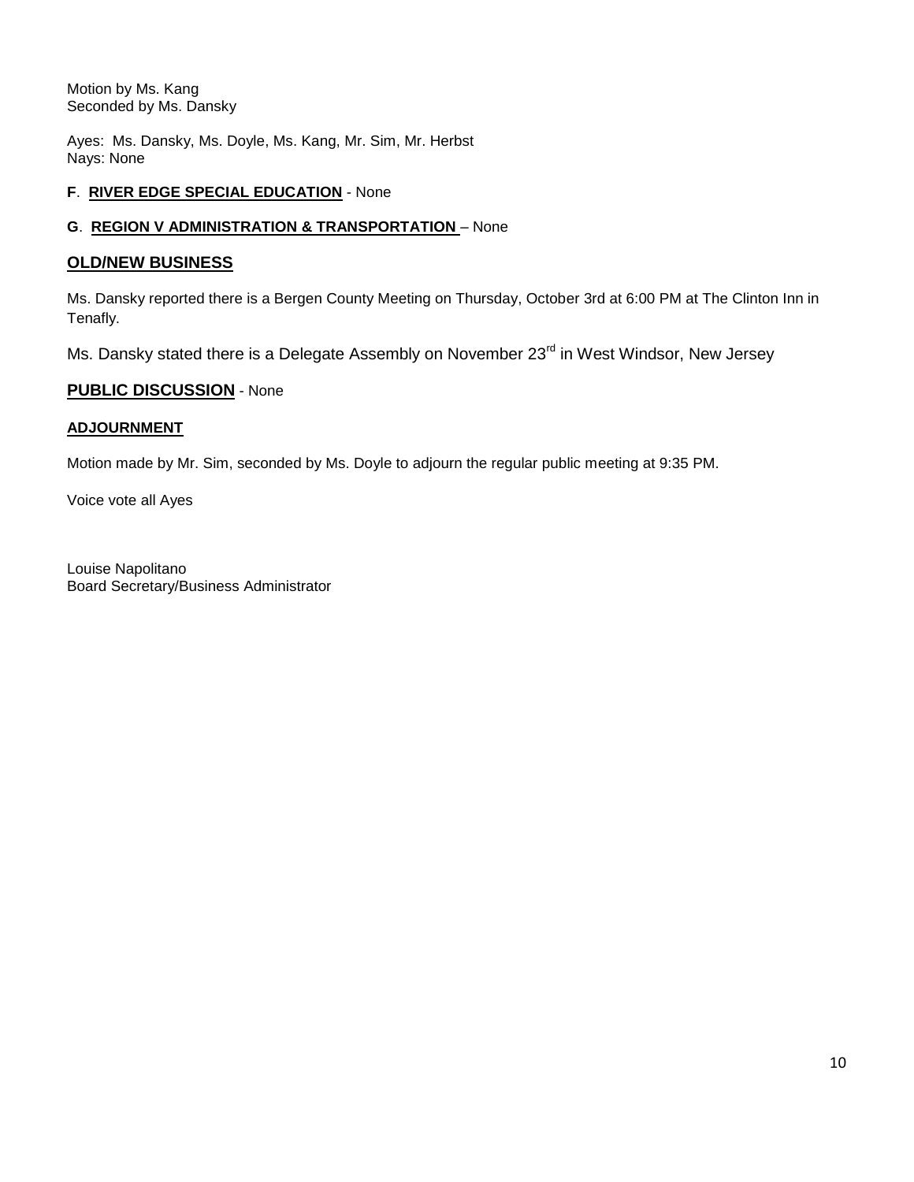Motion by Ms. Kang
Seconded by Ms. Dansky

Ayes: Ms. Dansky, Ms. Doyle, Ms. Kang, Mr. Sim, Mr. Herbst
Nays: None

**F**. **RIVER EDGE SPECIAL EDUCATION** - None

**G**. **REGION V ADMINISTRATION & TRANSPORTATION** – None

## OLD/NEW BUSINESS

Ms. Dansky reported there is a Bergen County Meeting on Thursday, October 3rd at 6:00 PM at The Clinton Inn in Tenafly.

Ms. Dansky stated there is a Delegate Assembly on November 23rd in West Windsor, New Jersey

## PUBLIC DISCUSSION - None

### ADJOURNMENT

Motion made by Mr. Sim, seconded by Ms. Doyle to adjourn the regular public meeting at 9:35 PM.

Voice vote all Ayes

Louise Napolitano
Board Secretary/Business Administrator